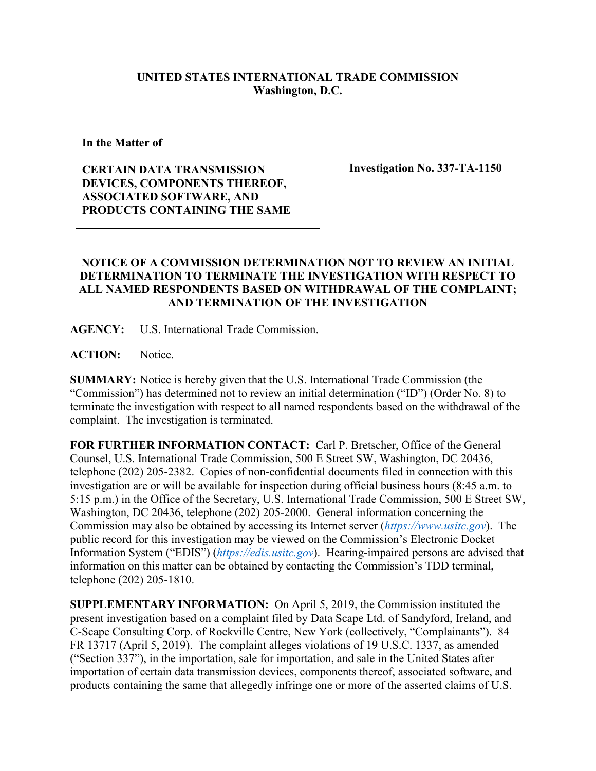**UNITED STATES INTERNATIONAL TRADE COMMISSION**
**Washington, D.C.**

| In the Matter of | |
|---|---|
| **CERTAIN DATA TRANSMISSION DEVICES, COMPONENTS THEREOF, ASSOCIATED SOFTWARE, AND PRODUCTS CONTAINING THE SAME** | **Investigation No. 337-TA-1150** |

## NOTICE OF A COMMISSION DETERMINATION NOT TO REVIEW AN INITIAL DETERMINATION TO TERMINATE THE INVESTIGATION WITH RESPECT TO ALL NAMED RESPONDENTS BASED ON WITHDRAWAL OF THE COMPLAINT; AND TERMINATION OF THE INVESTIGATION

**AGENCY:** U.S. International Trade Commission.

**ACTION:** Notice.

**SUMMARY:** Notice is hereby given that the U.S. International Trade Commission (the "Commission") has determined not to review an initial determination ("ID") (Order No. 8) to terminate the investigation with respect to all named respondents based on the withdrawal of the complaint. The investigation is terminated.

**FOR FURTHER INFORMATION CONTACT:** Carl P. Bretscher, Office of the General Counsel, U.S. International Trade Commission, 500 E Street SW, Washington, DC 20436, telephone (202) 205-2382. Copies of non-confidential documents filed in connection with this investigation are or will be available for inspection during official business hours (8:45 a.m. to 5:15 p.m.) in the Office of the Secretary, U.S. International Trade Commission, 500 E Street SW, Washington, DC 20436, telephone (202) 205-2000. General information concerning the Commission may also be obtained by accessing its Internet server (*https://www.usitc.gov*). The public record for this investigation may be viewed on the Commission's Electronic Docket Information System ("EDIS") (*https://edis.usitc.gov*). Hearing-impaired persons are advised that information on this matter can be obtained by contacting the Commission's TDD terminal, telephone (202) 205-1810.

**SUPPLEMENTARY INFORMATION:** On April 5, 2019, the Commission instituted the present investigation based on a complaint filed by Data Scape Ltd. of Sandyford, Ireland, and C-Scape Consulting Corp. of Rockville Centre, New York (collectively, "Complainants"). 84 FR 13717 (April 5, 2019). The complaint alleges violations of 19 U.S.C. 1337, as amended ("Section 337"), in the importation, sale for importation, and sale in the United States after importation of certain data transmission devices, components thereof, associated software, and products containing the same that allegedly infringe one or more of the asserted claims of U.S.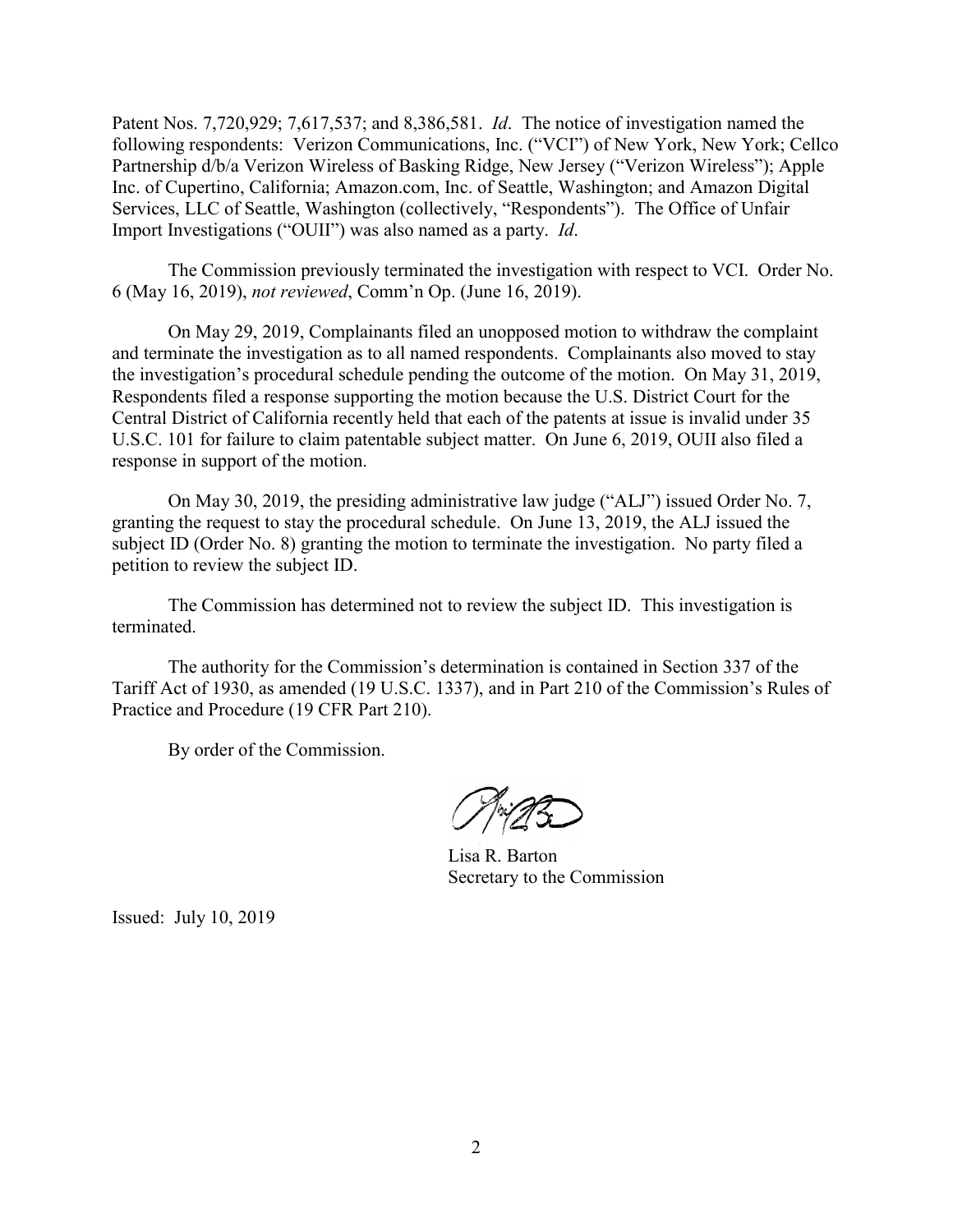Patent Nos. 7,720,929; 7,617,537; and 8,386,581. *Id*. The notice of investigation named the following respondents: Verizon Communications, Inc. ("VCI") of New York, New York; Cellco Partnership d/b/a Verizon Wireless of Basking Ridge, New Jersey ("Verizon Wireless"); Apple Inc. of Cupertino, California; Amazon.com, Inc. of Seattle, Washington; and Amazon Digital Services, LLC of Seattle, Washington (collectively, "Respondents"). The Office of Unfair Import Investigations ("OUII") was also named as a party. *Id*.

The Commission previously terminated the investigation with respect to VCI. Order No. 6 (May 16, 2019), *not reviewed*, Comm'n Op. (June 16, 2019).

On May 29, 2019, Complainants filed an unopposed motion to withdraw the complaint and terminate the investigation as to all named respondents. Complainants also moved to stay the investigation's procedural schedule pending the outcome of the motion. On May 31, 2019, Respondents filed a response supporting the motion because the U.S. District Court for the Central District of California recently held that each of the patents at issue is invalid under 35 U.S.C. 101 for failure to claim patentable subject matter. On June 6, 2019, OUII also filed a response in support of the motion.

On May 30, 2019, the presiding administrative law judge ("ALJ") issued Order No. 7, granting the request to stay the procedural schedule. On June 13, 2019, the ALJ issued the subject ID (Order No. 8) granting the motion to terminate the investigation. No party filed a petition to review the subject ID.

The Commission has determined not to review the subject ID. This investigation is terminated.

The authority for the Commission's determination is contained in Section 337 of the Tariff Act of 1930, as amended (19 U.S.C. 1337), and in Part 210 of the Commission's Rules of Practice and Procedure (19 CFR Part 210).

By order of the Commission.

Lisa R. Barton
Secretary to the Commission

Issued: July 10, 2019